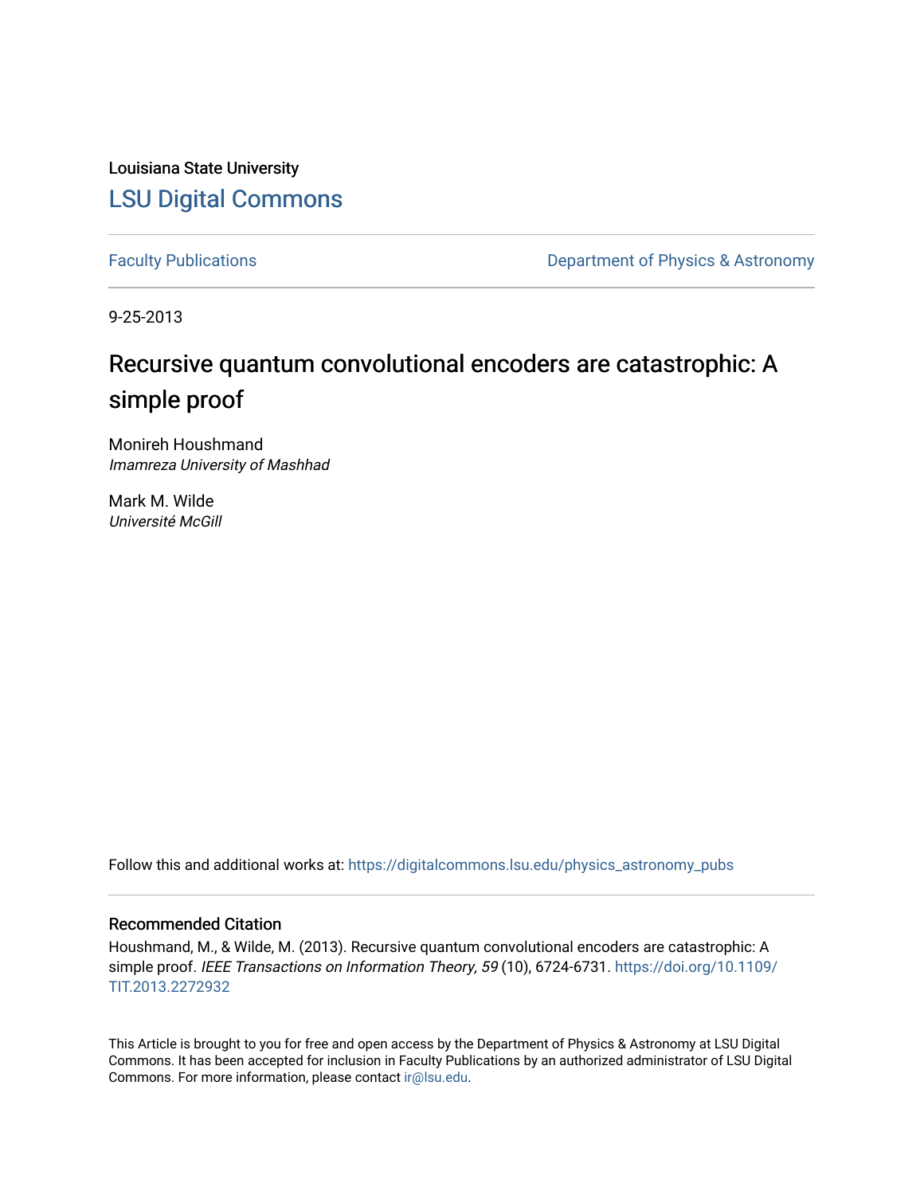Louisiana State University

LSU Digital Commons

Faculty Publications

Department of Physics & Astronomy

9-25-2013

# Recursive quantum convolutional encoders are catastrophic: A simple proof

Monireh Houshmand
*Imamreza University of Mashhad*

Mark M. Wilde
*Université McGill*

Follow this and additional works at: https://digitalcommons.lsu.edu/physics_astronomy_pubs

## Recommended Citation

Houshmand, M., & Wilde, M. (2013). Recursive quantum convolutional encoders are catastrophic: A simple proof. *IEEE Transactions on Information Theory, 59* (10), 6724-6731. https://doi.org/10.1109/TIT.2013.2272932

This Article is brought to you for free and open access by the Department of Physics & Astronomy at LSU Digital Commons. It has been accepted for inclusion in Faculty Publications by an authorized administrator of LSU Digital Commons. For more information, please contact ir@lsu.edu.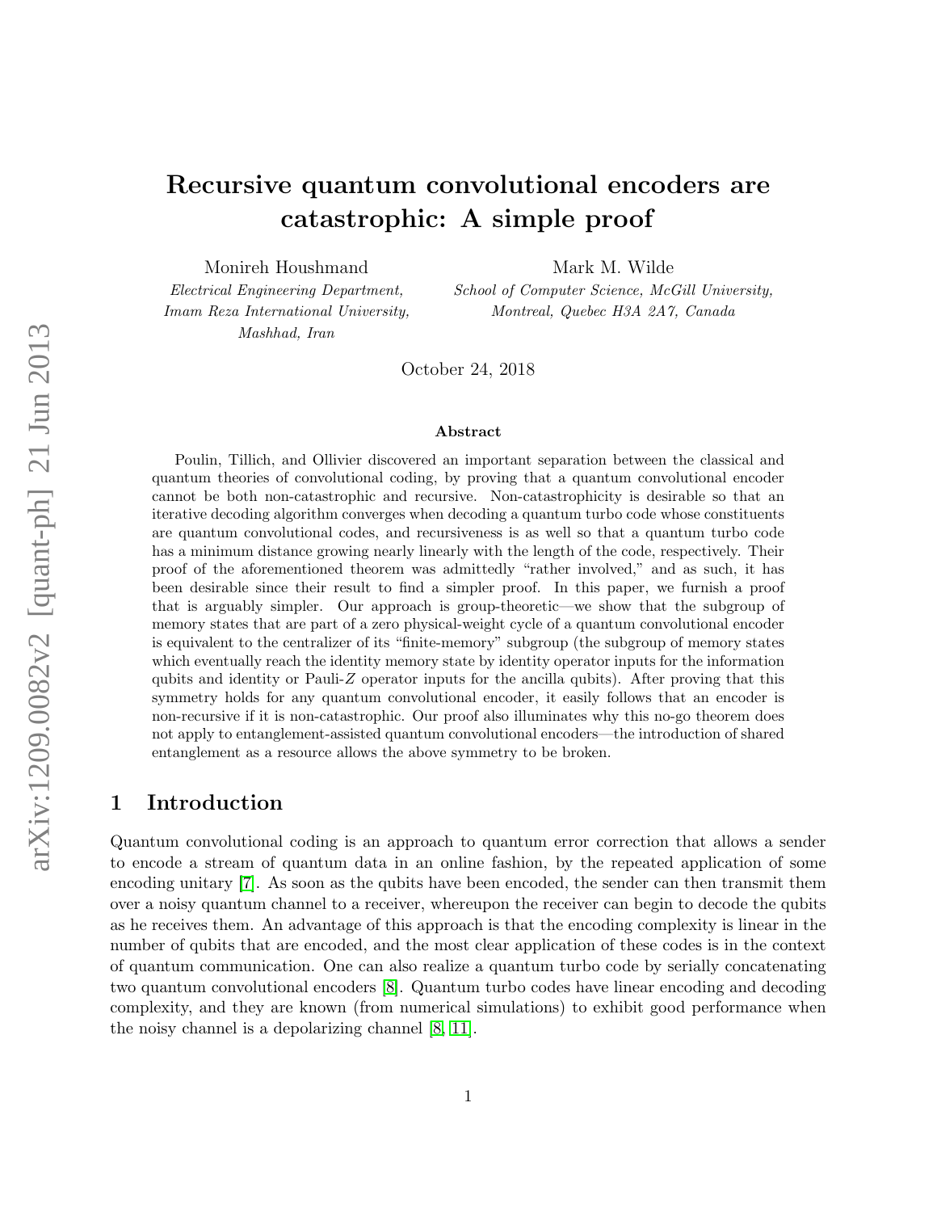# Recursive quantum convolutional encoders are catastrophic: A simple proof

Monireh Houshmand

*Electrical Engineering Department, Imam Reza International University, Mashhad, Iran*

Mark M. Wilde

*School of Computer Science, McGill University, Montreal, Quebec H3A 2A7, Canada*

October 24, 2018

### Abstract

Poulin, Tillich, and Ollivier discovered an important separation between the classical and quantum theories of convolutional coding, by proving that a quantum convolutional encoder cannot be both non-catastrophic and recursive. Non-catastrophicity is desirable so that an iterative decoding algorithm converges when decoding a quantum turbo code whose constituents are quantum convolutional codes, and recursiveness is as well so that a quantum turbo code has a minimum distance growing nearly linearly with the length of the code, respectively. Their proof of the aforementioned theorem was admittedly "rather involved," and as such, it has been desirable since their result to find a simpler proof. In this paper, we furnish a proof that is arguably simpler. Our approach is group-theoretic—we show that the subgroup of memory states that are part of a zero physical-weight cycle of a quantum convolutional encoder is equivalent to the centralizer of its "finite-memory" subgroup (the subgroup of memory states which eventually reach the identity memory state by identity operator inputs for the information qubits and identity or Pauli-$Z$ operator inputs for the ancilla qubits). After proving that this symmetry holds for any quantum convolutional encoder, it easily follows that an encoder is non-recursive if it is non-catastrophic. Our proof also illuminates why this no-go theorem does not apply to entanglement-assisted quantum convolutional encoders—the introduction of shared entanglement as a resource allows the above symmetry to be broken.

## 1 Introduction

Quantum convolutional coding is an approach to quantum error correction that allows a sender to encode a stream of quantum data in an online fashion, by the repeated application of some encoding unitary [7]. As soon as the qubits have been encoded, the sender can then transmit them over a noisy quantum channel to a receiver, whereupon the receiver can begin to decode the qubits as he receives them. An advantage of this approach is that the encoding complexity is linear in the number of qubits that are encoded, and the most clear application of these codes is in the context of quantum communication. One can also realize a quantum turbo code by serially concatenating two quantum convolutional encoders [8]. Quantum turbo codes have linear encoding and decoding complexity, and they are known (from numerical simulations) to exhibit good performance when the noisy channel is a depolarizing channel [8, 11].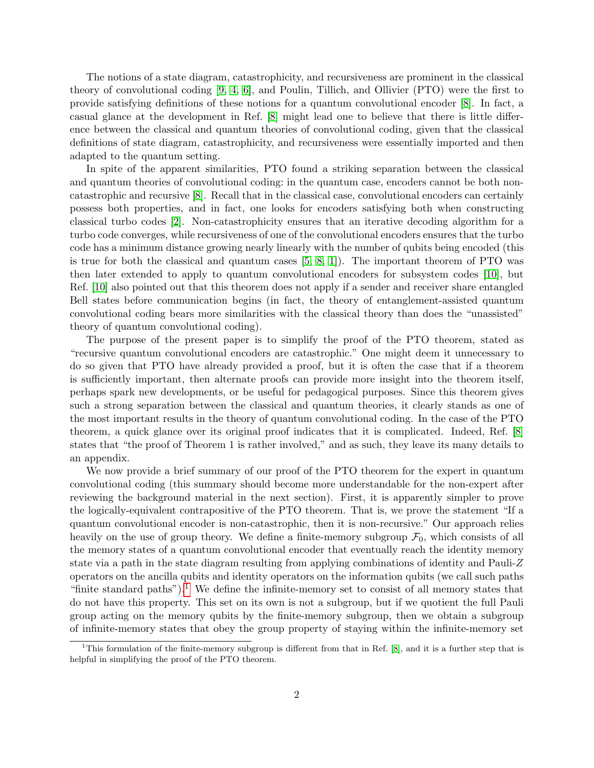The notions of a state diagram, catastrophicity, and recursiveness are prominent in the classical theory of convolutional coding [9, 4, 6], and Poulin, Tillich, and Ollivier (PTO) were the first to provide satisfying definitions of these notions for a quantum convolutional encoder [8]. In fact, a casual glance at the development in Ref. [8] might lead one to believe that there is little difference between the classical and quantum theories of convolutional coding, given that the classical definitions of state diagram, catastrophicity, and recursiveness were essentially imported and then adapted to the quantum setting.

In spite of the apparent similarities, PTO found a striking separation between the classical and quantum theories of convolutional coding: in the quantum case, encoders cannot be both non-catastrophic and recursive [8]. Recall that in the classical case, convolutional encoders can certainly possess both properties, and in fact, one looks for encoders satisfying both when constructing classical turbo codes [2]. Non-catastrophicity ensures that an iterative decoding algorithm for a turbo code converges, while recursiveness of one of the convolutional encoders ensures that the turbo code has a minimum distance growing nearly linearly with the number of qubits being encoded (this is true for both the classical and quantum cases [5, 8, 1]). The important theorem of PTO was then later extended to apply to quantum convolutional encoders for subsystem codes [10], but Ref. [10] also pointed out that this theorem does not apply if a sender and receiver share entangled Bell states before communication begins (in fact, the theory of entanglement-assisted quantum convolutional coding bears more similarities with the classical theory than does the "unassisted" theory of quantum convolutional coding).

The purpose of the present paper is to simplify the proof of the PTO theorem, stated as "recursive quantum convolutional encoders are catastrophic." One might deem it unnecessary to do so given that PTO have already provided a proof, but it is often the case that if a theorem is sufficiently important, then alternate proofs can provide more insight into the theorem itself, perhaps spark new developments, or be useful for pedagogical purposes. Since this theorem gives such a strong separation between the classical and quantum theories, it clearly stands as one of the most important results in the theory of quantum convolutional coding. In the case of the PTO theorem, a quick glance over its original proof indicates that it is complicated. Indeed, Ref. [8] states that "the proof of Theorem 1 is rather involved," and as such, they leave its many details to an appendix.

We now provide a brief summary of our proof of the PTO theorem for the expert in quantum convolutional coding (this summary should become more understandable for the non-expert after reviewing the background material in the next section). First, it is apparently simpler to prove the logically-equivalent contrapositive of the PTO theorem. That is, we prove the statement "If a quantum convolutional encoder is non-catastrophic, then it is non-recursive." Our approach relies heavily on the use of group theory. We define a finite-memory subgroup $\mathcal{F}_0$, which consists of all the memory states of a quantum convolutional encoder that eventually reach the identity memory state via a path in the state diagram resulting from applying combinations of identity and Pauli-$Z$ operators on the ancilla qubits and identity operators on the information qubits (we call such paths "finite standard paths").[1] We define the infinite-memory set to consist of all memory states that do not have this property. This set on its own is not a subgroup, but if we quotient the full Pauli group acting on the memory qubits by the finite-memory subgroup, then we obtain a subgroup of infinite-memory states that obey the group property of staying within the infinite-memory set

[1] This formulation of the finite-memory subgroup is different from that in Ref. [8], and it is a further step that is helpful in simplifying the proof of the PTO theorem.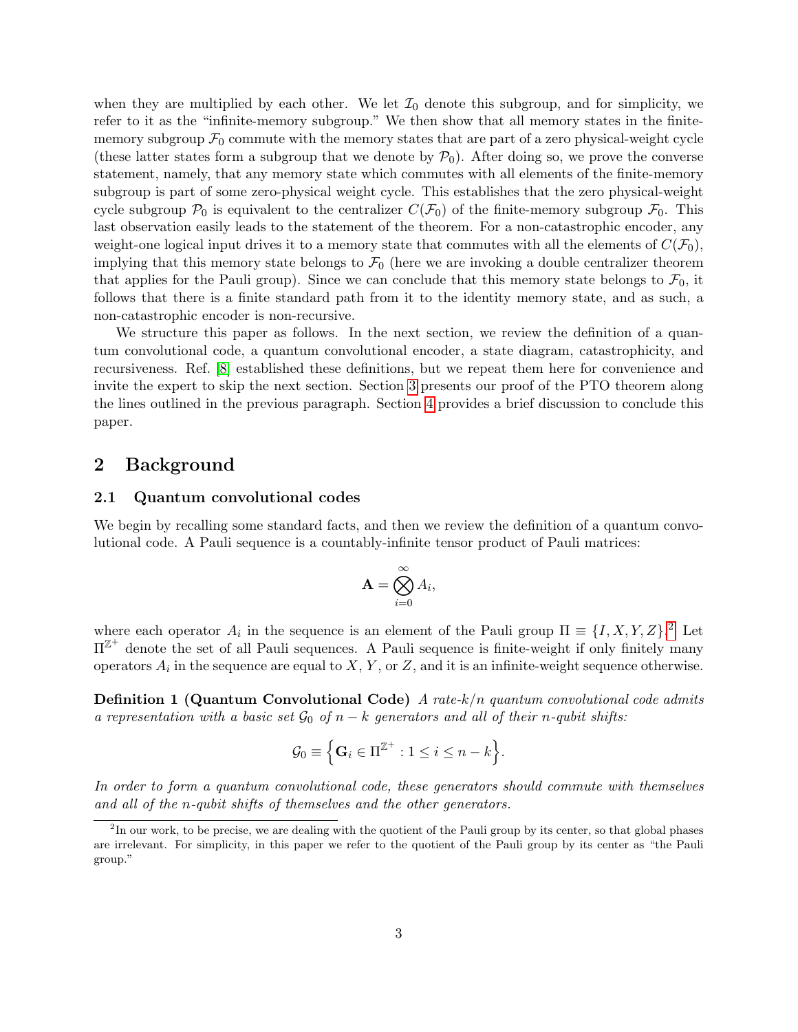when they are multiplied by each other. We let $\mathcal{I}_0$ denote this subgroup, and for simplicity, we refer to it as the "infinite-memory subgroup." We then show that all memory states in the finite-memory subgroup $\mathcal{F}_0$ commute with the memory states that are part of a zero physical-weight cycle (these latter states form a subgroup that we denote by $\mathcal{P}_0$). After doing so, we prove the converse statement, namely, that any memory state which commutes with all elements of the finite-memory subgroup is part of some zero-physical weight cycle. This establishes that the zero physical-weight cycle subgroup $\mathcal{P}_0$ is equivalent to the centralizer $C(\mathcal{F}_0)$ of the finite-memory subgroup $\mathcal{F}_0$. This last observation easily leads to the statement of the theorem. For a non-catastrophic encoder, any weight-one logical input drives it to a memory state that commutes with all the elements of $C(\mathcal{F}_0)$, implying that this memory state belongs to $\mathcal{F}_0$ (here we are invoking a double centralizer theorem that applies for the Pauli group). Since we can conclude that this memory state belongs to $\mathcal{F}_0$, it follows that there is a finite standard path from it to the identity memory state, and as such, a non-catastrophic encoder is non-recursive.

We structure this paper as follows. In the next section, we review the definition of a quantum convolutional code, a quantum convolutional encoder, a state diagram, catastrophicity, and recursiveness. Ref. [8] established these definitions, but we repeat them here for convenience and invite the expert to skip the next section. Section 3 presents our proof of the PTO theorem along the lines outlined in the previous paragraph. Section 4 provides a brief discussion to conclude this paper.

## 2 Background

### 2.1 Quantum convolutional codes

We begin by recalling some standard facts, and then we review the definition of a quantum convolutional code. A Pauli sequence is a countably-infinite tensor product of Pauli matrices:

$$\mathbf{A} = \bigotimes_{i=0}^{\infty} A_i,$$

where each operator $A_i$ in the sequence is an element of the Pauli group $\Pi \equiv \{I, X, Y, Z\}$.[2] Let $\Pi^{\mathbb{Z}^+}$ denote the set of all Pauli sequences. A Pauli sequence is finite-weight if only finitely many operators $A_i$ in the sequence are equal to $X$, $Y$, or $Z$, and it is an infinite-weight sequence otherwise.

**Definition 1 (Quantum Convolutional Code)** *A rate-$k/n$ quantum convolutional code admits a representation with a basic set $\mathcal{G}_0$ of $n-k$ generators and all of their $n$-qubit shifts:*

$$\mathcal{G}_0 \equiv \Big\{ \mathbf{G}_i \in \Pi^{\mathbb{Z}^+} : 1 \leq i \leq n-k \Big\}.$$

*In order to form a quantum convolutional code, these generators should commute with themselves and all of the $n$-qubit shifts of themselves and the other generators.*

[2] In our work, to be precise, we are dealing with the quotient of the Pauli group by its center, so that global phases are irrelevant. For simplicity, in this paper we refer to the quotient of the Pauli group by its center as "the Pauli group."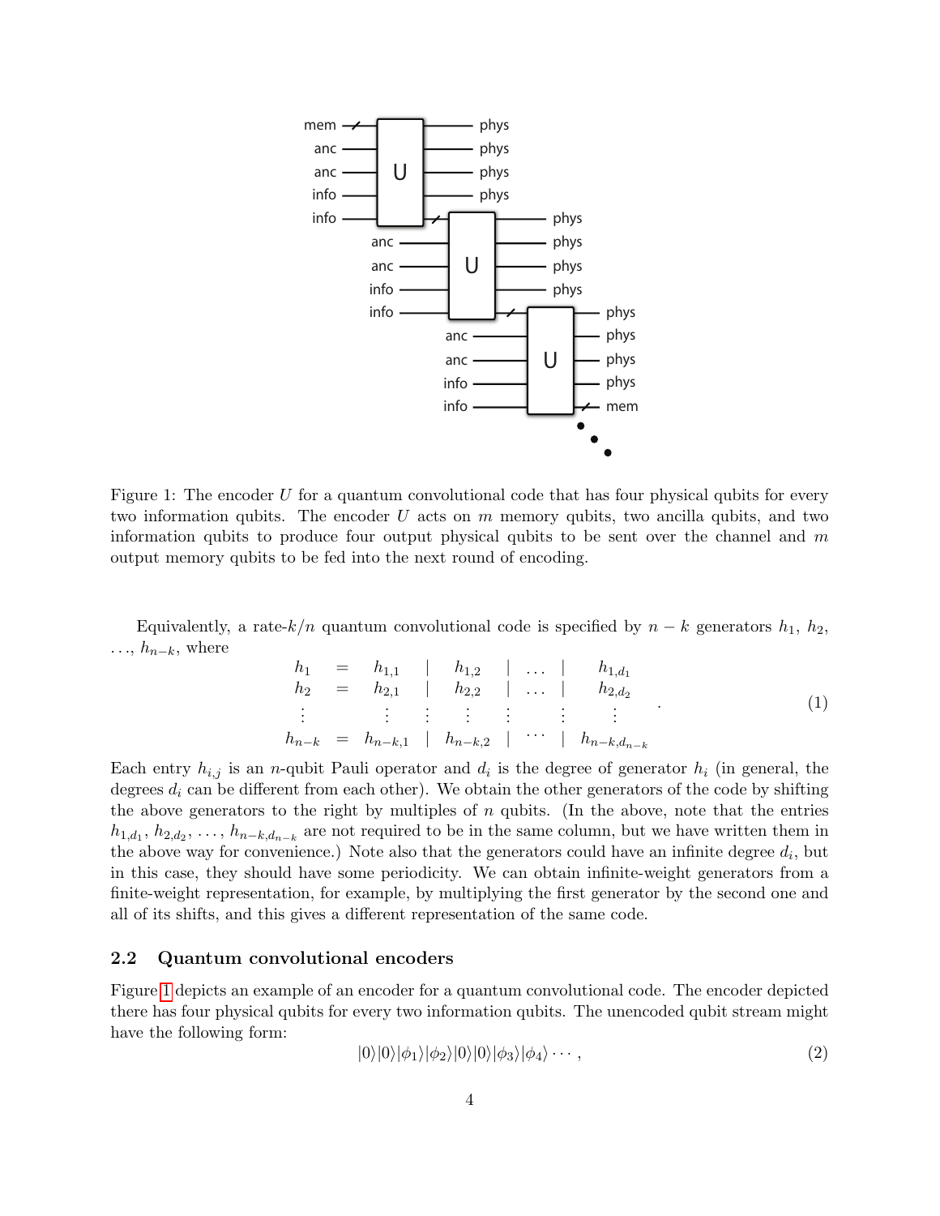Figure 1: The encoder $U$ for a quantum convolutional code that has four physical qubits for every two information qubits. The encoder $U$ acts on $m$ memory qubits, two ancilla qubits, and two information qubits to produce four output physical qubits to be sent over the channel and $m$ output memory qubits to be fed into the next round of encoding.

Equivalently, a rate-$k/n$ quantum convolutional code is specified by $n-k$ generators $h_1$, $h_2$, ..., $h_{n-k}$, where

$$\begin{array}{ccccccccc} h_1 & = & h_{1,1} & | & h_{1,2} & | & \ldots & | & h_{1,d_1} \\ h_2 & = & h_{2,1} & | & h_{2,2} & | & \ldots & | & h_{2,d_2} \\ \vdots & & \vdots & \vdots & \vdots & \vdots & & \vdots & \vdots \\ h_{n-k} & = & h_{n-k,1} & | & h_{n-k,2} & | & \cdots & | & h_{n-k,d_{n-k}} \end{array} . \tag{1}$$

Each entry $h_{i,j}$ is an $n$-qubit Pauli operator and $d_i$ is the degree of generator $h_i$ (in general, the degrees $d_i$ can be different from each other). We obtain the other generators of the code by shifting the above generators to the right by multiples of $n$ qubits. (In the above, note that the entries $h_{1,d_1}$, $h_{2,d_2}$, ..., $h_{n-k,d_{n-k}}$ are not required to be in the same column, but we have written them in the above way for convenience.) Note also that the generators could have an infinite degree $d_i$, but in this case, they should have some periodicity. We can obtain infinite-weight generators from a finite-weight representation, for example, by multiplying the first generator by the second one and all of its shifts, and this gives a different representation of the same code.

### 2.2 Quantum convolutional encoders

Figure 1 depicts an example of an encoder for a quantum convolutional code. The encoder depicted there has four physical qubits for every two information qubits. The unencoded qubit stream might have the following form:

$$|0\rangle|0\rangle|\phi_1\rangle|\phi_2\rangle|0\rangle|0\rangle|\phi_3\rangle|\phi_4\rangle \cdots , \tag{2}$$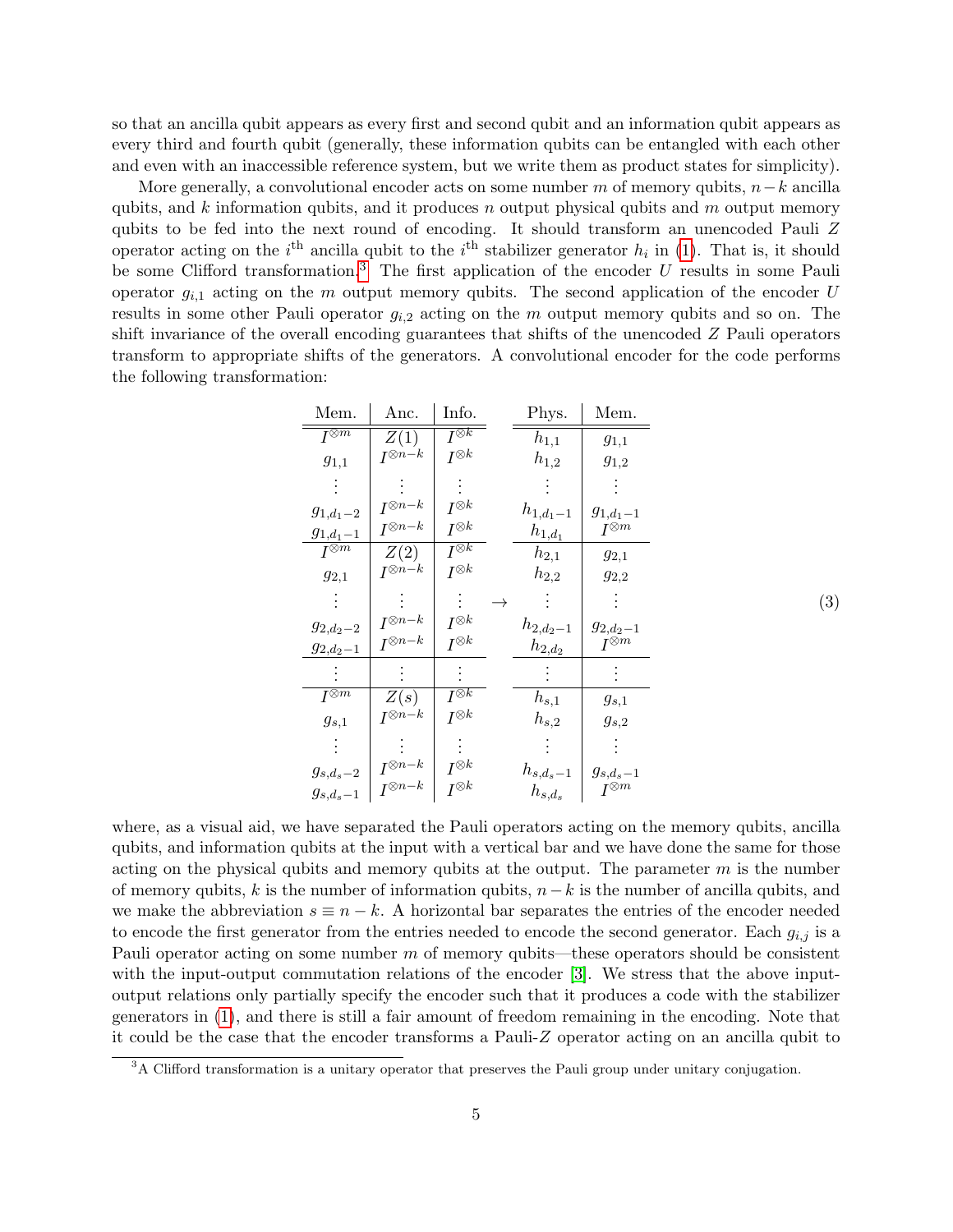so that an ancilla qubit appears as every first and second qubit and an information qubit appears as every third and fourth qubit (generally, these information qubits can be entangled with each other and even with an inaccessible reference system, but we write them as product states for simplicity).

More generally, a convolutional encoder acts on some number $m$ of memory qubits, $n-k$ ancilla qubits, and $k$ information qubits, and it produces $n$ output physical qubits and $m$ output memory qubits to be fed into the next round of encoding. It should transform an unencoded Pauli $Z$ operator acting on the $i^{\text{th}}$ ancilla qubit to the $i^{\text{th}}$ stabilizer generator $h_i$ in (1). That is, it should be some Clifford transformation.[3] The first application of the encoder $U$ results in some Pauli operator $g_{i,1}$ acting on the $m$ output memory qubits. The second application of the encoder $U$ results in some other Pauli operator $g_{i,2}$ acting on the $m$ output memory qubits and so on. The shift invariance of the overall encoding guarantees that shifts of the unencoded $Z$ Pauli operators transform to appropriate shifts of the generators. A convolutional encoder for the code performs the following transformation:

$$
\begin{array}{c|c|c}
\text{Mem.} & \text{Anc.} & \text{Info.} \\
\hline\hline
I^{\otimes m} & Z(1) & I^{\otimes k} \\
g_{1,1} & I^{\otimes n-k} & I^{\otimes k} \\
\vdots & \vdots & \vdots \\
g_{1,d_1-2} & I^{\otimes n-k} & I^{\otimes k} \\
g_{1,d_1-1} & I^{\otimes n-k} & I^{\otimes k} \\
\hline
I^{\otimes m} & Z(2) & I^{\otimes k} \\
g_{2,1} & I^{\otimes n-k} & I^{\otimes k} \\
\vdots & \vdots & \vdots \\
g_{2,d_2-2} & I^{\otimes n-k} & I^{\otimes k} \\
g_{2,d_2-1} & I^{\otimes n-k} & I^{\otimes k} \\
\hline
\vdots & \vdots & \vdots \\
\hline
I^{\otimes m} & Z(s) & I^{\otimes k} \\
g_{s,1} & I^{\otimes n-k} & I^{\otimes k} \\
\vdots & \vdots & \vdots \\
g_{s,d_s-2} & I^{\otimes n-k} & I^{\otimes k} \\
g_{s,d_s-1} & I^{\otimes n-k} & I^{\otimes k}
\end{array}
\quad\rightarrow\quad
\begin{array}{c|c}
\text{Phys.} & \text{Mem.} \\
\hline\hline
h_{1,1} & g_{1,1} \\
h_{1,2} & g_{1,2} \\
\vdots & \vdots \\
h_{1,d_1-1} & g_{1,d_1-1} \\
h_{1,d_1} & I^{\otimes m} \\
\hline
h_{2,1} & g_{2,1} \\
h_{2,2} & g_{2,2} \\
\vdots & \vdots \\
h_{2,d_2-1} & g_{2,d_2-1} \\
h_{2,d_2} & I^{\otimes m} \\
\hline
\vdots & \vdots \\
\hline
h_{s,1} & g_{s,1} \\
h_{s,2} & g_{s,2} \\
\vdots & \vdots \\
h_{s,d_s-1} & g_{s,d_s-1} \\
h_{s,d_s} & I^{\otimes m}
\end{array}
\tag{3}
$$

where, as a visual aid, we have separated the Pauli operators acting on the memory qubits, ancilla qubits, and information qubits at the input with a vertical bar and we have done the same for those acting on the physical qubits and memory qubits at the output. The parameter $m$ is the number of memory qubits, $k$ is the number of information qubits, $n-k$ is the number of ancilla qubits, and we make the abbreviation $s \equiv n-k$. A horizontal bar separates the entries of the encoder needed to encode the first generator from the entries needed to encode the second generator. Each $g_{i,j}$ is a Pauli operator acting on some number $m$ of memory qubits—these operators should be consistent with the input-output commutation relations of the encoder [3]. We stress that the above input-output relations only partially specify the encoder such that it produces a code with the stabilizer generators in (1), and there is still a fair amount of freedom remaining in the encoding. Note that it could be the case that the encoder transforms a Pauli-$Z$ operator acting on an ancilla qubit to

[3] A Clifford transformation is a unitary operator that preserves the Pauli group under unitary conjugation.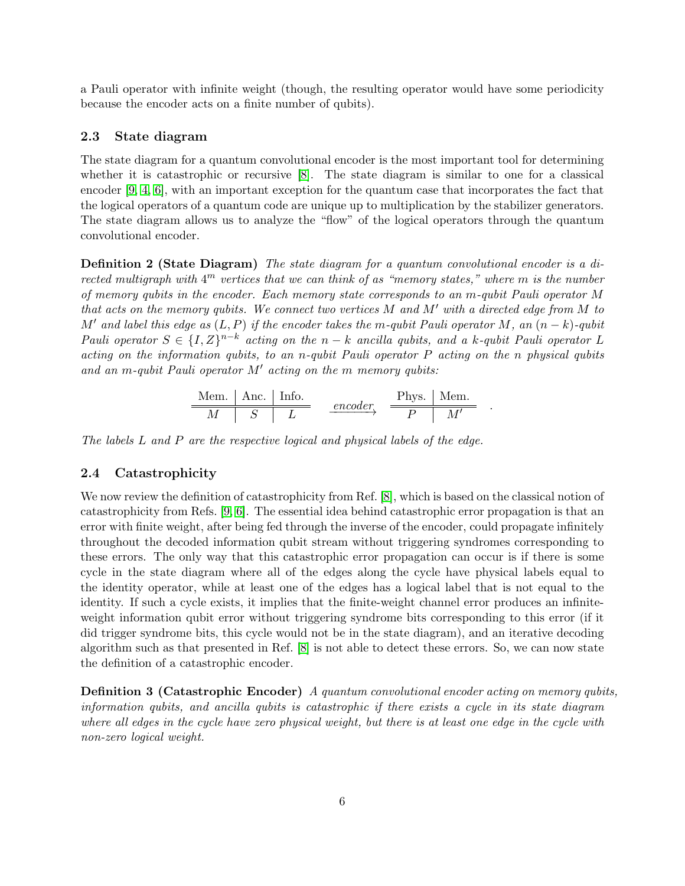a Pauli operator with infinite weight (though, the resulting operator would have some periodicity because the encoder acts on a finite number of qubits).

### 2.3 State diagram

The state diagram for a quantum convolutional encoder is the most important tool for determining whether it is catastrophic or recursive [8]. The state diagram is similar to one for a classical encoder [9, 4, 6], with an important exception for the quantum case that incorporates the fact that the logical operators of a quantum code are unique up to multiplication by the stabilizer generators. The state diagram allows us to analyze the "flow" of the logical operators through the quantum convolutional encoder.

**Definition 2 (State Diagram)** *The state diagram for a quantum convolutional encoder is a directed multigraph with $4^m$ vertices that we can think of as "memory states," where $m$ is the number of memory qubits in the encoder. Each memory state corresponds to an $m$-qubit Pauli operator $M$ that acts on the memory qubits. We connect two vertices $M$ and $M'$ with a directed edge from $M$ to $M'$ and label this edge as $(L, P)$ if the encoder takes the $m$-qubit Pauli operator $M$, an $(n-k)$-qubit Pauli operator $S \in \{I, Z\}^{n-k}$ acting on the $n-k$ ancilla qubits, and a $k$-qubit Pauli operator $L$ acting on the information qubits, to an $n$-qubit Pauli operator $P$ acting on the $n$ physical qubits and an $m$-qubit Pauli operator $M'$ acting on the $m$ memory qubits:*

$$\begin{array}{c|c|c} \text{Mem.} & \text{Anc.} & \text{Info.} \\ \hline\hline M & S & L \end{array} \quad \xrightarrow{encoder} \quad \begin{array}{c|c} \text{Phys.} & \text{Mem.} \\ \hline\hline P & M' \end{array} \quad .$$

*The labels $L$ and $P$ are the respective logical and physical labels of the edge.*

### 2.4 Catastrophicity

We now review the definition of catastrophicity from Ref. [8], which is based on the classical notion of catastrophicity from Refs. [9, 6]. The essential idea behind catastrophic error propagation is that an error with finite weight, after being fed through the inverse of the encoder, could propagate infinitely throughout the decoded information qubit stream without triggering syndromes corresponding to these errors. The only way that this catastrophic error propagation can occur is if there is some cycle in the state diagram where all of the edges along the cycle have physical labels equal to the identity operator, while at least one of the edges has a logical label that is not equal to the identity. If such a cycle exists, it implies that the finite-weight channel error produces an infinite-weight information qubit error without triggering syndrome bits corresponding to this error (if it did trigger syndrome bits, this cycle would not be in the state diagram), and an iterative decoding algorithm such as that presented in Ref. [8] is not able to detect these errors. So, we can now state the definition of a catastrophic encoder.

**Definition 3 (Catastrophic Encoder)** *A quantum convolutional encoder acting on memory qubits, information qubits, and ancilla qubits is catastrophic if there exists a cycle in its state diagram where all edges in the cycle have zero physical weight, but there is at least one edge in the cycle with non-zero logical weight.*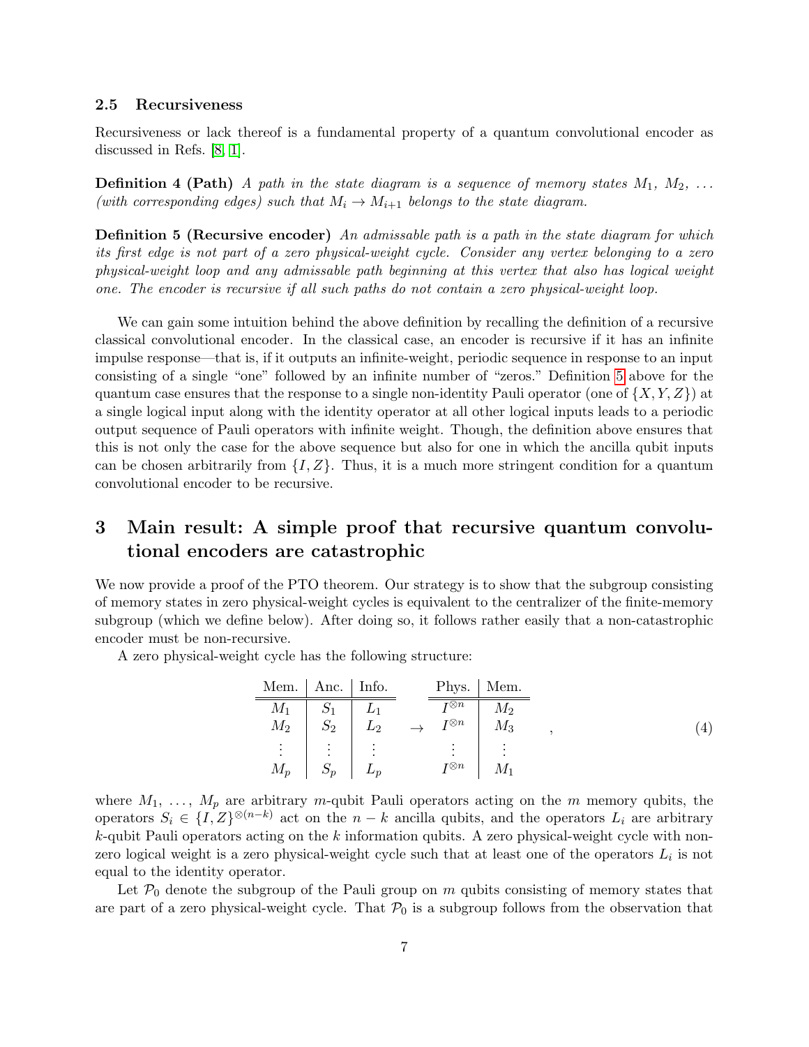### 2.5 Recursiveness

Recursiveness or lack thereof is a fundamental property of a quantum convolutional encoder as discussed in Refs. [8, 1].

**Definition 4 (Path)** *A path in the state diagram is a sequence of memory states $M_1$, $M_2$, ... (with corresponding edges) such that $M_i \rightarrow M_{i+1}$ belongs to the state diagram.*

**Definition 5 (Recursive encoder)** *An admissable path is a path in the state diagram for which its first edge is not part of a zero physical-weight cycle. Consider any vertex belonging to a zero physical-weight loop and any admissable path beginning at this vertex that also has logical weight one. The encoder is recursive if all such paths do not contain a zero physical-weight loop.*

We can gain some intuition behind the above definition by recalling the definition of a recursive classical convolutional encoder. In the classical case, an encoder is recursive if it has an infinite impulse response—that is, if it outputs an infinite-weight, periodic sequence in response to an input consisting of a single "one" followed by an infinite number of "zeros." Definition 5 above for the quantum case ensures that the response to a single non-identity Pauli operator (one of $\{X, Y, Z\}$) at a single logical input along with the identity operator at all other logical inputs leads to a periodic output sequence of Pauli operators with infinite weight. Though, the definition above ensures that this is not only the case for the above sequence but also for one in which the ancilla qubit inputs can be chosen arbitrarily from $\{I, Z\}$. Thus, it is a much more stringent condition for a quantum convolutional encoder to be recursive.

# 3 Main result: A simple proof that recursive quantum convolutional encoders are catastrophic

We now provide a proof of the PTO theorem. Our strategy is to show that the subgroup consisting of memory states in zero physical-weight cycles is equivalent to the centralizer of the finite-memory subgroup (which we define below). After doing so, it follows rather easily that a non-catastrophic encoder must be non-recursive.

A zero physical-weight cycle has the following structure:

$$
\begin{array}{c|c|c}
\text{Mem.} & \text{Anc.} & \text{Info.} \\
\hline\hline
M_1 & S_1 & L_1 \\
M_2 & S_2 & L_2 \\
\vdots & \vdots & \vdots \\
M_p & S_p & L_p
\end{array}
\quad \rightarrow \quad
\begin{array}{c|c}
\text{Phys.} & \text{Mem.} \\
\hline\hline
I^{\otimes n} & M_2 \\
I^{\otimes n} & M_3 \\
\vdots & \vdots \\
I^{\otimes n} & M_1
\end{array}
\quad , \tag{4}
$$

where $M_1$, ..., $M_p$ are arbitrary $m$-qubit Pauli operators acting on the $m$ memory qubits, the operators $S_i \in \{I, Z\}^{\otimes(n-k)}$ act on the $n-k$ ancilla qubits, and the operators $L_i$ are arbitrary $k$-qubit Pauli operators acting on the $k$ information qubits. A zero physical-weight cycle with non-zero logical weight is a zero physical-weight cycle such that at least one of the operators $L_i$ is not equal to the identity operator.

Let $\mathcal{P}_0$ denote the subgroup of the Pauli group on $m$ qubits consisting of memory states that are part of a zero physical-weight cycle. That $\mathcal{P}_0$ is a subgroup follows from the observation that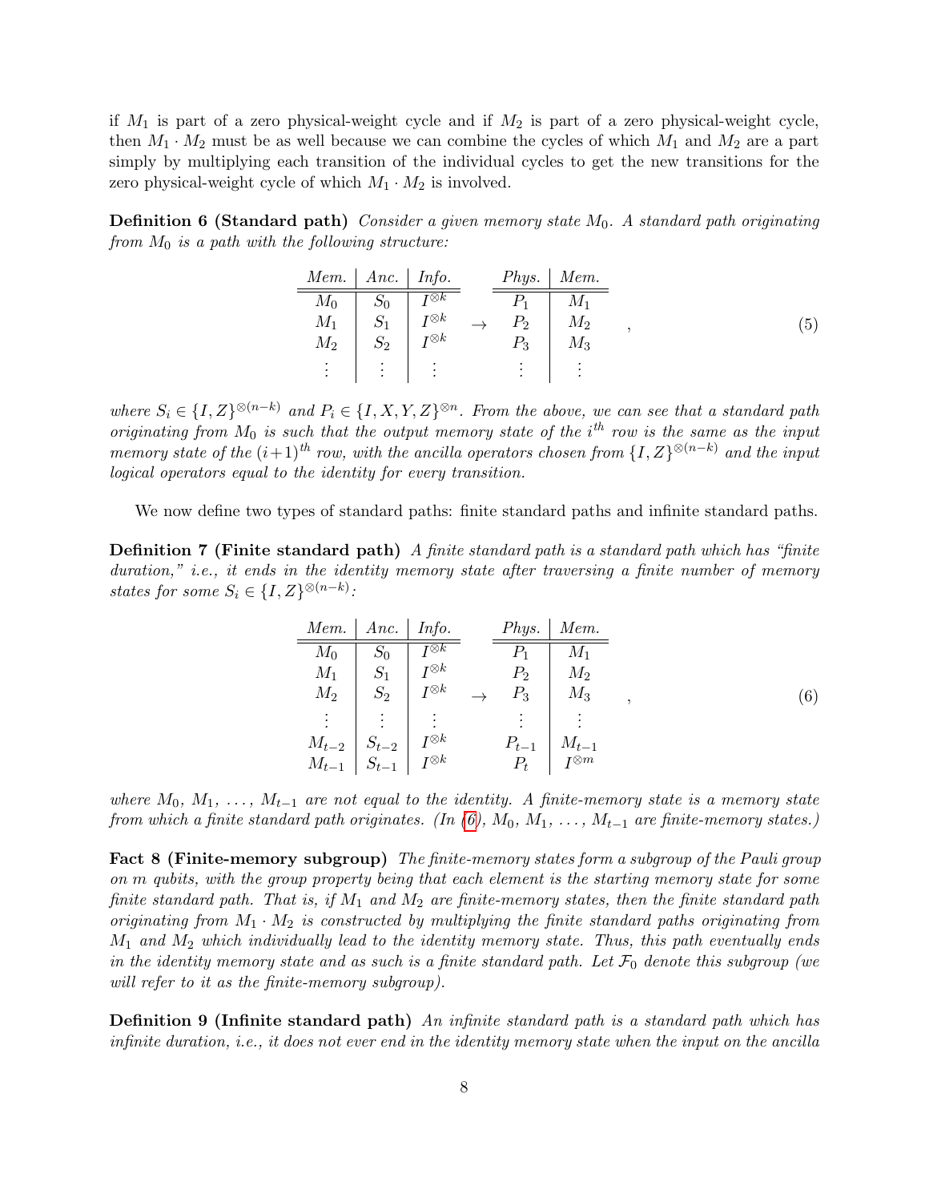if $M_1$ is part of a zero physical-weight cycle and if $M_2$ is part of a zero physical-weight cycle, then $M_1 \cdot M_2$ must be as well because we can combine the cycles of which $M_1$ and $M_2$ are a part simply by multiplying each transition of the individual cycles to get the new transitions for the zero physical-weight cycle of which $M_1 \cdot M_2$ is involved.

**Definition 6 (Standard path)** *Consider a given memory state $M_0$. A standard path originating from $M_0$ is a path with the following structure:*

$$\begin{array}{c|c|c} \textit{Mem.} & \textit{Anc.} & \textit{Info.} \\ \hline\hline M_0 & S_0 & I^{\otimes k} \\ M_1 & S_1 & I^{\otimes k} \\ M_2 & S_2 & I^{\otimes k} \\ \vdots & \vdots & \vdots \end{array} \quad \rightarrow \quad \begin{array}{c|c} \textit{Phys.} & \textit{Mem.} \\ \hline\hline P_1 & M_1 \\ P_2 & M_2 \\ P_3 & M_3 \\ \vdots & \vdots \end{array} \quad , \tag{5}$$

*where $S_i \in \{I, Z\}^{\otimes(n-k)}$ and $P_i \in \{I, X, Y, Z\}^{\otimes n}$. From the above, we can see that a standard path originating from $M_0$ is such that the output memory state of the $i^{th}$ row is the same as the input memory state of the $(i+1)^{th}$ row, with the ancilla operators chosen from $\{I, Z\}^{\otimes(n-k)}$ and the input logical operators equal to the identity for every transition.*

We now define two types of standard paths: finite standard paths and infinite standard paths.

**Definition 7 (Finite standard path)** *A finite standard path is a standard path which has "finite duration," i.e., it ends in the identity memory state after traversing a finite number of memory states for some $S_i \in \{I, Z\}^{\otimes(n-k)}$:*

$$\begin{array}{c|c|c} \textit{Mem.} & \textit{Anc.} & \textit{Info.} \\ \hline\hline M_0 & S_0 & I^{\otimes k} \\ M_1 & S_1 & I^{\otimes k} \\ M_2 & S_2 & I^{\otimes k} \\ \vdots & \vdots & \vdots \\ M_{t-2} & S_{t-2} & I^{\otimes k} \\ M_{t-1} & S_{t-1} & I^{\otimes k} \end{array} \quad \rightarrow \quad \begin{array}{c|c} \textit{Phys.} & \textit{Mem.} \\ \hline\hline P_1 & M_1 \\ P_2 & M_2 \\ P_3 & M_3 \\ \vdots & \vdots \\ P_{t-1} & M_{t-1} \\ P_t & I^{\otimes m} \end{array} \quad , \tag{6}$$

*where $M_0$, $M_1$, $\ldots$, $M_{t-1}$ are not equal to the identity. A finite-memory state is a memory state from which a finite standard path originates. (In (6), $M_0$, $M_1$, $\ldots$, $M_{t-1}$ are finite-memory states.)*

**Fact 8 (Finite-memory subgroup)** *The finite-memory states form a subgroup of the Pauli group on $m$ qubits, with the group property being that each element is the starting memory state for some finite standard path. That is, if $M_1$ and $M_2$ are finite-memory states, then the finite standard path originating from $M_1 \cdot M_2$ is constructed by multiplying the finite standard paths originating from $M_1$ and $M_2$ which individually lead to the identity memory state. Thus, this path eventually ends in the identity memory state and as such is a finite standard path. Let $\mathcal{F}_0$ denote this subgroup (we will refer to it as the finite-memory subgroup).*

**Definition 9 (Infinite standard path)** *An infinite standard path is a standard path which has infinite duration, i.e., it does not ever end in the identity memory state when the input on the ancilla*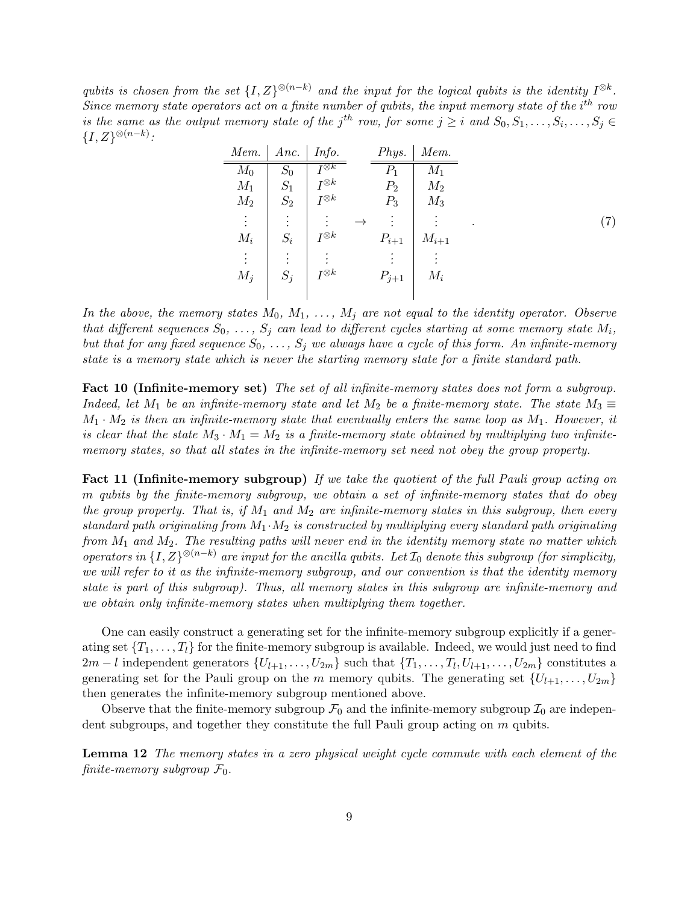*qubits is chosen from the set $\{I, Z\}^{\otimes(n-k)}$ and the input for the logical qubits is the identity $I^{\otimes k}$. Since memory state operators act on a finite number of qubits, the input memory state of the $i^{th}$ row is the same as the output memory state of the $j^{th}$ row, for some $j \geq i$ and $S_0, S_1, \ldots, S_i, \ldots, S_j \in \{I, Z\}^{\otimes(n-k)}$:*

$$
\begin{array}{c|c|c}
\textit{Mem.} & \textit{Anc.} & \textit{Info.} \\
\hline\hline
M_0 & S_0 & I^{\otimes k} \\
M_1 & S_1 & I^{\otimes k} \\
M_2 & S_2 & I^{\otimes k} \\
\vdots & \vdots & \vdots \\
M_i & S_i & I^{\otimes k} \\
\vdots & \vdots & \vdots \\
M_j & S_j & I^{\otimes k} \\
 & &
\end{array}
\quad \rightarrow \quad
\begin{array}{c|c}
\textit{Phys.} & \textit{Mem.} \\
\hline\hline
P_1 & M_1 \\
P_2 & M_2 \\
P_3 & M_3 \\
\vdots & \vdots \\
P_{i+1} & M_{i+1} \\
\vdots & \vdots \\
P_{j+1} & M_i \\
 &
\end{array}
\quad . \tag{7}
$$

*In the above, the memory states $M_0$, $M_1$, $\ldots$, $M_j$ are not equal to the identity operator. Observe that different sequences $S_0$, $\ldots$, $S_j$ can lead to different cycles starting at some memory state $M_i$, but that for any fixed sequence $S_0$, $\ldots$, $S_j$ we always have a cycle of this form. An infinite-memory state is a memory state which is never the starting memory state for a finite standard path.*

**Fact 10 (Infinite-memory set)** *The set of all infinite-memory states does not form a subgroup. Indeed, let $M_1$ be an infinite-memory state and let $M_2$ be a finite-memory state. The state $M_3 \equiv M_1 \cdot M_2$ is then an infinite-memory state that eventually enters the same loop as $M_1$. However, it is clear that the state $M_3 \cdot M_1 = M_2$ is a finite-memory state obtained by multiplying two infinite-memory states, so that all states in the infinite-memory set need not obey the group property.*

**Fact 11 (Infinite-memory subgroup)** *If we take the quotient of the full Pauli group acting on $m$ qubits by the finite-memory subgroup, we obtain a set of infinite-memory states that do obey the group property. That is, if $M_1$ and $M_2$ are infinite-memory states in this subgroup, then every standard path originating from $M_1 \cdot M_2$ is constructed by multiplying every standard path originating from $M_1$ and $M_2$. The resulting paths will never end in the identity memory state no matter which operators in $\{I, Z\}^{\otimes(n-k)}$ are input for the ancilla qubits. Let $\mathcal{I}_0$ denote this subgroup (for simplicity, we will refer to it as the infinite-memory subgroup, and our convention is that the identity memory state is part of this subgroup). Thus, all memory states in this subgroup are infinite-memory and we obtain only infinite-memory states when multiplying them together.*

One can easily construct a generating set for the infinite-memory subgroup explicitly if a generating set $\{T_1, \ldots, T_l\}$ for the finite-memory subgroup is available. Indeed, we would just need to find $2m - l$ independent generators $\{U_{l+1}, \ldots, U_{2m}\}$ such that $\{T_1, \ldots, T_l, U_{l+1}, \ldots, U_{2m}\}$ constitutes a generating set for the Pauli group on the $m$ memory qubits. The generating set $\{U_{l+1}, \ldots, U_{2m}\}$ then generates the infinite-memory subgroup mentioned above.

Observe that the finite-memory subgroup $\mathcal{F}_0$ and the infinite-memory subgroup $\mathcal{I}_0$ are independent subgroups, and together they constitute the full Pauli group acting on $m$ qubits.

**Lemma 12** *The memory states in a zero physical weight cycle commute with each element of the finite-memory subgroup $\mathcal{F}_0$.*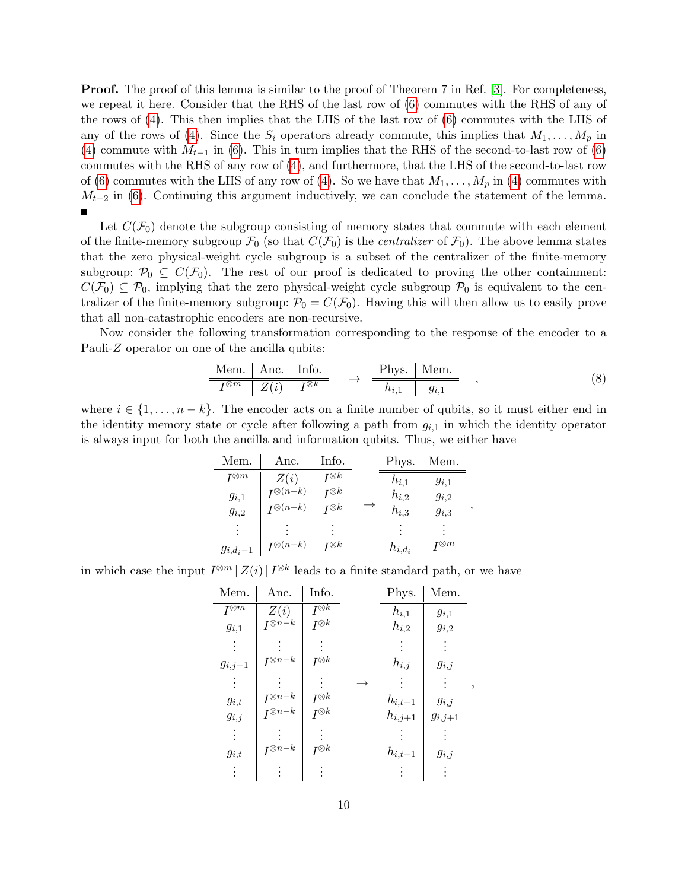**Proof.** The proof of this lemma is similar to the proof of Theorem 7 in Ref. [3]. For completeness, we repeat it here. Consider that the RHS of the last row of (6) commutes with the RHS of any of the rows of (4). This then implies that the LHS of the last row of (6) commutes with the LHS of any of the rows of (4). Since the $S_i$ operators already commute, this implies that $M_1, \ldots, M_p$ in (4) commute with $M_{t-1}$ in (6). This in turn implies that the RHS of the second-to-last row of (6) commutes with the RHS of any row of (4), and furthermore, that the LHS of the second-to-last row of (6) commutes with the LHS of any row of (4). So we have that $M_1, \ldots, M_p$ in (4) commutes with $M_{t-2}$ in (6). Continuing this argument inductively, we can conclude the statement of the lemma. ■

Let $C(\mathcal{F}_0)$ denote the subgroup consisting of memory states that commute with each element of the finite-memory subgroup $\mathcal{F}_0$ (so that $C(\mathcal{F}_0)$ is the *centralizer* of $\mathcal{F}_0$). The above lemma states that the zero physical-weight cycle subgroup is a subset of the centralizer of the finite-memory subgroup: $\mathcal{P}_0 \subseteq C(\mathcal{F}_0)$. The rest of our proof is dedicated to proving the other containment: $C(\mathcal{F}_0) \subseteq \mathcal{P}_0$, implying that the zero physical-weight cycle subgroup $\mathcal{P}_0$ is equivalent to the centralizer of the finite-memory subgroup: $\mathcal{P}_0 = C(\mathcal{F}_0)$. Having this will then allow us to easily prove that all non-catastrophic encoders are non-recursive.

Now consider the following transformation corresponding to the response of the encoder to a Pauli-$Z$ operator on one of the ancilla qubits:

$$\begin{array}{c|c|c}\text{Mem.} & \text{Anc.} & \text{Info.} \\ \hline\hline I^{\otimes m} & Z(i) & I^{\otimes k}\end{array} \quad \rightarrow \quad \begin{array}{c|c}\text{Phys.} & \text{Mem.} \\ \hline\hline h_{i,1} & g_{i,1}\end{array} \quad , \tag{8}$$

where $i \in \{1, \ldots, n-k\}$. The encoder acts on a finite number of qubits, so it must either end in the identity memory state or cycle after following a path from $g_{i,1}$ in which the identity operator is always input for both the ancilla and information qubits. Thus, we either have

$$\begin{array}{c|c|c}\text{Mem.} & \text{Anc.} & \text{Info.} \\ \hline\hline I^{\otimes m} & Z(i) & I^{\otimes k} \\ g_{i,1} & I^{\otimes(n-k)} & I^{\otimes k} \\ g_{i,2} & I^{\otimes(n-k)} & I^{\otimes k} \\ \vdots & \vdots & \vdots \\ g_{i,d_i-1} & I^{\otimes(n-k)} & I^{\otimes k}\end{array} \quad \rightarrow \quad \begin{array}{c|c}\text{Phys.} & \text{Mem.} \\ \hline\hline h_{i,1} & g_{i,1} \\ h_{i,2} & g_{i,2} \\ h_{i,3} & g_{i,3} \\ \vdots & \vdots \\ h_{i,d_i} & I^{\otimes m}\end{array} \quad ,$$

in which case the input $I^{\otimes m} \,|\, Z(i) \,|\, I^{\otimes k}$ leads to a finite standard path, or we have

$$\begin{array}{c|c|c}\text{Mem.} & \text{Anc.} & \text{Info.} \\ \hline\hline I^{\otimes m} & Z(i) & I^{\otimes k} \\ g_{i,1} & I^{\otimes n-k} & I^{\otimes k} \\ \vdots & \vdots & \vdots \\ g_{i,j-1} & I^{\otimes n-k} & I^{\otimes k} \\ \vdots & \vdots & \vdots \\ g_{i,t} & I^{\otimes n-k} & I^{\otimes k} \\ g_{i,j} & I^{\otimes n-k} & I^{\otimes k} \\ \vdots & \vdots & \vdots \\ g_{i,t} & I^{\otimes n-k} & I^{\otimes k} \\ \vdots & \vdots & \vdots\end{array} \quad \rightarrow \quad \begin{array}{c|c}\text{Phys.} & \text{Mem.} \\ \hline\hline h_{i,1} & g_{i,1} \\ h_{i,2} & g_{i,2} \\ \vdots & \vdots \\ h_{i,j} & g_{i,j} \\ \vdots & \vdots \\ h_{i,t+1} & g_{i,j} \\ h_{i,j+1} & g_{i,j+1} \\ \vdots & \vdots \\ h_{i,t+1} & g_{i,j} \\ \vdots & \vdots\end{array} \quad ,$$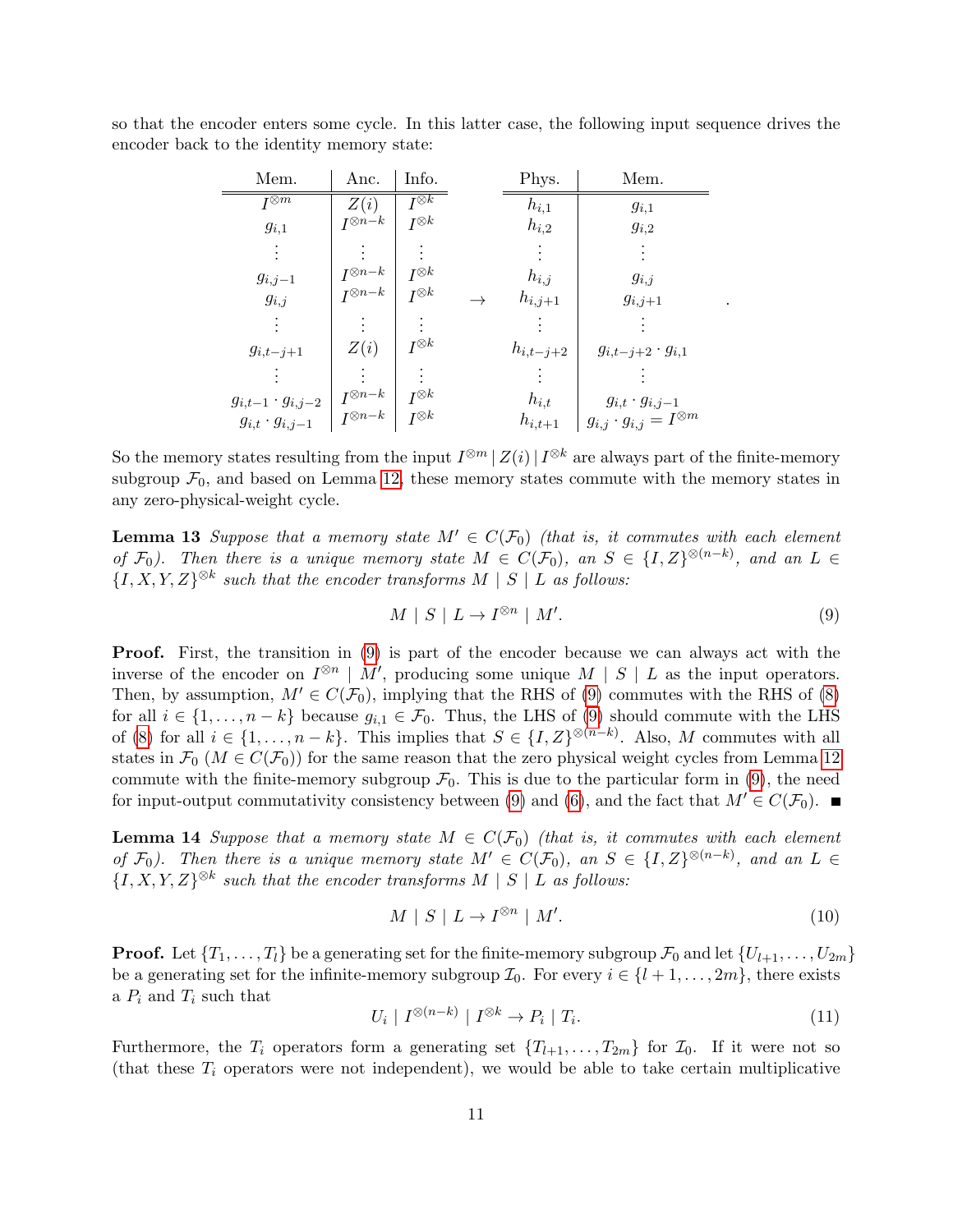so that the encoder enters some cycle. In this latter case, the following input sequence drives the encoder back to the identity memory state:

| Mem. | Anc. | Info. | | Phys. | Mem. |
|---|---|---|---|---|---|
| $I^{\otimes m}$ | $Z(i)$ | $I^{\otimes k}$ | | $h_{i,1}$ | $g_{i,1}$ |
| $g_{i,1}$ | $I^{\otimes n-k}$ | $I^{\otimes k}$ | | $h_{i,2}$ | $g_{i,2}$ |
| $\vdots$ | $\vdots$ | $\vdots$ | | $\vdots$ | $\vdots$ |
| $g_{i,j-1}$ | $I^{\otimes n-k}$ | $I^{\otimes k}$ | | $h_{i,j}$ | $g_{i,j}$ |
| $g_{i,j}$ | $I^{\otimes n-k}$ | $I^{\otimes k}$ | $\rightarrow$ | $h_{i,j+1}$ | $g_{i,j+1}$ |
| $\vdots$ | $\vdots$ | $\vdots$ | | $\vdots$ | $\vdots$ |
| $g_{i,t-j+1}$ | $Z(i)$ | $I^{\otimes k}$ | | $h_{i,t-j+2}$ | $g_{i,t-j+2} \cdot g_{i,1}$ |
| $\vdots$ | $\vdots$ | $\vdots$ | | $\vdots$ | $\vdots$ |
| $g_{i,t-1} \cdot g_{i,j-2}$ | $I^{\otimes n-k}$ | $I^{\otimes k}$ | | $h_{i,t}$ | $g_{i,t} \cdot g_{i,j-1}$ |
| $g_{i,t} \cdot g_{i,j-1}$ | $I^{\otimes n-k}$ | $I^{\otimes k}$ | | $h_{i,t+1}$ | $g_{i,j} \cdot g_{i,j} = I^{\otimes m}$ |

So the memory states resulting from the input $I^{\otimes m} \,|\, Z(i) \,|\, I^{\otimes k}$ are always part of the finite-memory subgroup $\mathcal{F}_0$, and based on Lemma 12, these memory states commute with the memory states in any zero-physical-weight cycle.

**Lemma 13** *Suppose that a memory state $M' \in C(\mathcal{F}_0)$ (that is, it commutes with each element of $\mathcal{F}_0$). Then there is a unique memory state $M \in C(\mathcal{F}_0)$, an $S \in \{I, Z\}^{\otimes(n-k)}$, and an $L \in \{I, X, Y, Z\}^{\otimes k}$ such that the encoder transforms $M \mid S \mid L$ as follows:*

$$M \mid S \mid L \rightarrow I^{\otimes n} \mid M'. \tag{9}$$

**Proof.** First, the transition in (9) is part of the encoder because we can always act with the inverse of the encoder on $I^{\otimes n} \mid M'$, producing some unique $M \mid S \mid L$ as the input operators. Then, by assumption, $M' \in C(\mathcal{F}_0)$, implying that the RHS of (9) commutes with the RHS of (8) for all $i \in \{1, \ldots, n-k\}$ because $g_{i,1} \in \mathcal{F}_0$. Thus, the LHS of (9) should commute with the LHS of (8) for all $i \in \{1, \ldots, n-k\}$. This implies that $S \in \{I, Z\}^{\otimes(n-k)}$. Also, $M$ commutes with all states in $\mathcal{F}_0$ ($M \in C(\mathcal{F}_0)$) for the same reason that the zero physical weight cycles from Lemma 12 commute with the finite-memory subgroup $\mathcal{F}_0$. This is due to the particular form in (9), the need for input-output commutativity consistency between (9) and (6), and the fact that $M' \in C(\mathcal{F}_0)$. ■

**Lemma 14** *Suppose that a memory state $M \in C(\mathcal{F}_0)$ (that is, it commutes with each element of $\mathcal{F}_0$). Then there is a unique memory state $M' \in C(\mathcal{F}_0)$, an $S \in \{I, Z\}^{\otimes(n-k)}$, and an $L \in \{I, X, Y, Z\}^{\otimes k}$ such that the encoder transforms $M \mid S \mid L$ as follows:*

$$M \mid S \mid L \rightarrow I^{\otimes n} \mid M'. \tag{10}$$

**Proof.** Let $\{T_1, \ldots, T_l\}$ be a generating set for the finite-memory subgroup $\mathcal{F}_0$ and let $\{U_{l+1}, \ldots, U_{2m}\}$ be a generating set for the infinite-memory subgroup $\mathcal{I}_0$. For every $i \in \{l+1, \ldots, 2m\}$, there exists a $P_i$ and $T_i$ such that

$$U_i \mid I^{\otimes(n-k)} \mid I^{\otimes k} \rightarrow P_i \mid T_i. \tag{11}$$

Furthermore, the $T_i$ operators form a generating set $\{T_{l+1}, \ldots, T_{2m}\}$ for $\mathcal{I}_0$. If it were not so (that these $T_i$ operators were not independent), we would be able to take certain multiplicative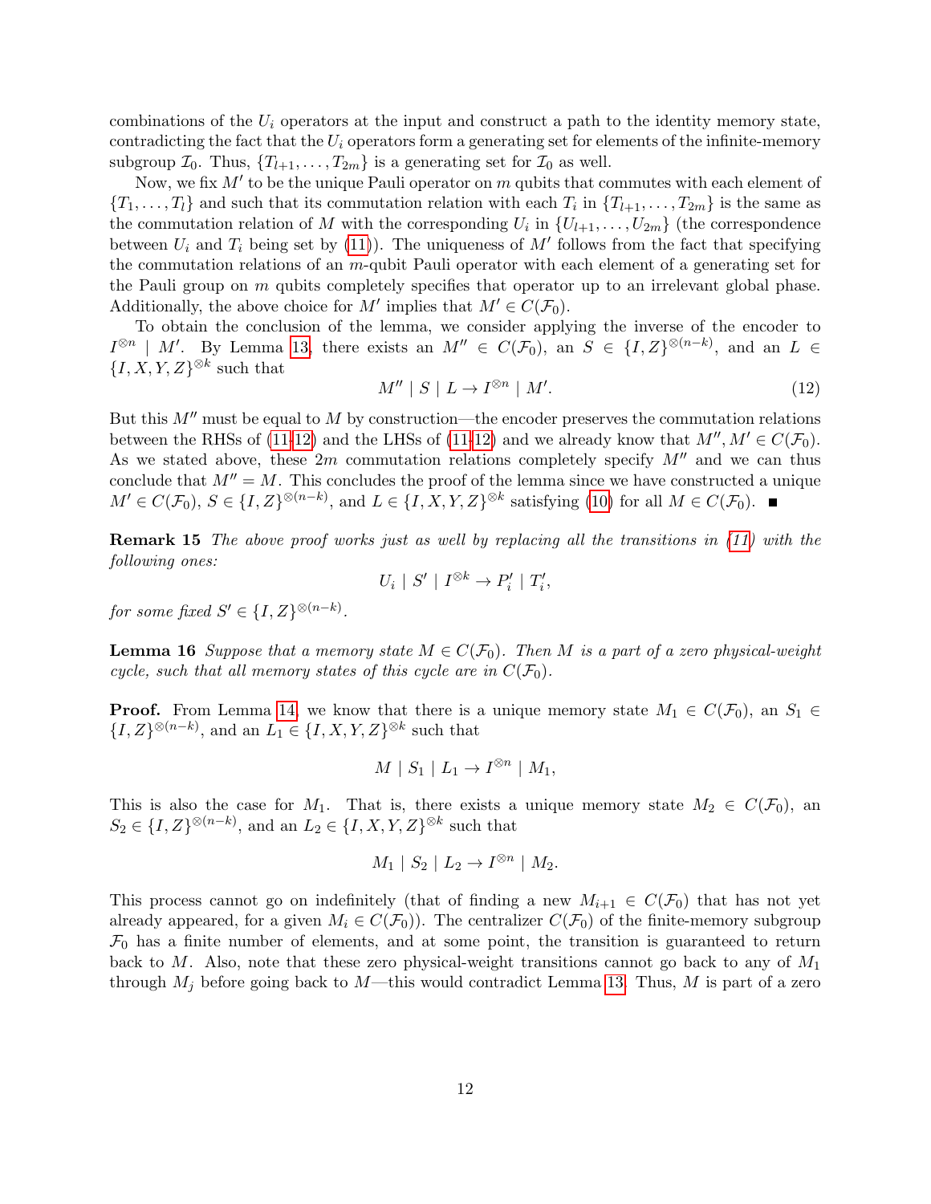combinations of the $U_i$ operators at the input and construct a path to the identity memory state, contradicting the fact that the $U_i$ operators form a generating set for elements of the infinite-memory subgroup $\mathcal{I}_0$. Thus, $\{T_{l+1}, \ldots, T_{2m}\}$ is a generating set for $\mathcal{I}_0$ as well.

Now, we fix $M'$ to be the unique Pauli operator on $m$ qubits that commutes with each element of $\{T_1, \ldots, T_l\}$ and such that its commutation relation with each $T_i$ in $\{T_{l+1}, \ldots, T_{2m}\}$ is the same as the commutation relation of $M$ with the corresponding $U_i$ in $\{U_{l+1}, \ldots, U_{2m}\}$ (the correspondence between $U_i$ and $T_i$ being set by (11)). The uniqueness of $M'$ follows from the fact that specifying the commutation relations of an $m$-qubit Pauli operator with each element of a generating set for the Pauli group on $m$ qubits completely specifies that operator up to an irrelevant global phase. Additionally, the above choice for $M'$ implies that $M' \in C(\mathcal{F}_0)$.

To obtain the conclusion of the lemma, we consider applying the inverse of the encoder to $I^{\otimes n} \mid M'$. By Lemma 13, there exists an $M'' \in C(\mathcal{F}_0)$, an $S \in \{I, Z\}^{\otimes(n-k)}$, and an $L \in \{I, X, Y, Z\}^{\otimes k}$ such that

$$M'' \mid S \mid L \rightarrow I^{\otimes n} \mid M'. \tag{12}$$

But this $M''$ must be equal to $M$ by construction—the encoder preserves the commutation relations between the RHSs of (11-12) and the LHSs of (11-12) and we already know that $M'', M' \in C(\mathcal{F}_0)$. As we stated above, these $2m$ commutation relations completely specify $M''$ and we can thus conclude that $M'' = M$. This concludes the proof of the lemma since we have constructed a unique $M' \in C(\mathcal{F}_0)$, $S \in \{I, Z\}^{\otimes(n-k)}$, and $L \in \{I, X, Y, Z\}^{\otimes k}$ satisfying (10) for all $M \in C(\mathcal{F}_0)$. ∎

**Remark 15** *The above proof works just as well by replacing all the transitions in (11) with the following ones:*

$$U_i \mid S' \mid I^{\otimes k} \rightarrow P'_i \mid T'_i,$$

*for some fixed $S' \in \{I, Z\}^{\otimes(n-k)}$.*

**Lemma 16** *Suppose that a memory state $M \in C(\mathcal{F}_0)$. Then $M$ is a part of a zero physical-weight cycle, such that all memory states of this cycle are in $C(\mathcal{F}_0)$.*

**Proof.** From Lemma 14, we know that there is a unique memory state $M_1 \in C(\mathcal{F}_0)$, an $S_1 \in \{I, Z\}^{\otimes(n-k)}$, and an $L_1 \in \{I, X, Y, Z\}^{\otimes k}$ such that

$$M \mid S_1 \mid L_1 \rightarrow I^{\otimes n} \mid M_1,$$

This is also the case for $M_1$. That is, there exists a unique memory state $M_2 \in C(\mathcal{F}_0)$, an $S_2 \in \{I, Z\}^{\otimes(n-k)}$, and an $L_2 \in \{I, X, Y, Z\}^{\otimes k}$ such that

$$M_1 \mid S_2 \mid L_2 \rightarrow I^{\otimes n} \mid M_2.$$

This process cannot go on indefinitely (that of finding a new $M_{i+1} \in C(\mathcal{F}_0)$ that has not yet already appeared, for a given $M_i \in C(\mathcal{F}_0)$). The centralizer $C(\mathcal{F}_0)$ of the finite-memory subgroup $\mathcal{F}_0$ has a finite number of elements, and at some point, the transition is guaranteed to return back to $M$. Also, note that these zero physical-weight transitions cannot go back to any of $M_1$ through $M_j$ before going back to $M$—this would contradict Lemma 13. Thus, $M$ is part of a zero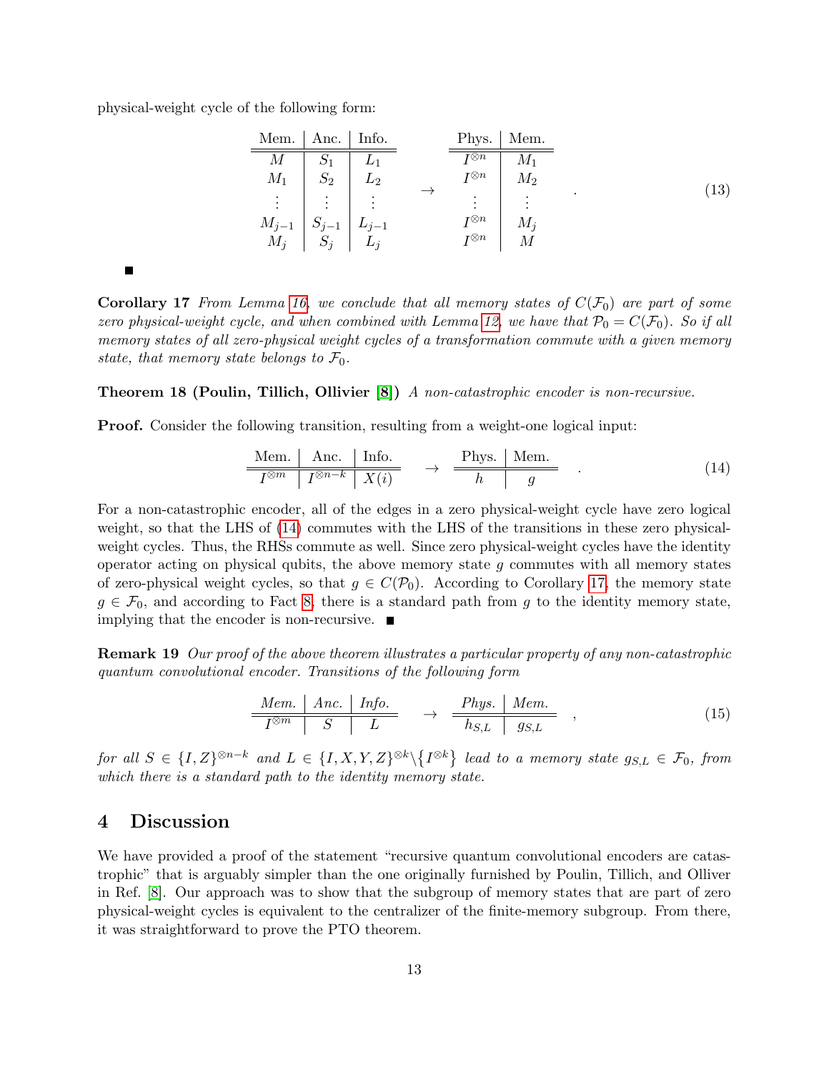physical-weight cycle of the following form:

$$
\begin{array}{c|c|c}
\text{Mem.} & \text{Anc.} & \text{Info.} \\
\hline\hline
M & S_1 & L_1 \\
M_1 & S_2 & L_2 \\
\vdots & \vdots & \vdots \\
M_{j-1} & S_{j-1} & L_{j-1} \\
M_j & S_j & L_j
\end{array}
\quad \rightarrow \quad
\begin{array}{c|c}
\text{Phys.} & \text{Mem.} \\
\hline\hline
I^{\otimes n} & M_1 \\
I^{\otimes n} & M_2 \\
\vdots & \vdots \\
I^{\otimes n} & M_j \\
I^{\otimes n} & M
\end{array}
\quad . \tag{13}
$$

■

**Corollary 17** *From Lemma 16, we conclude that all memory states of $C(\mathcal{F}_0)$ are part of some zero physical-weight cycle, and when combined with Lemma 12, we have that $\mathcal{P}_0 = C(\mathcal{F}_0)$. So if all memory states of all zero-physical weight cycles of a transformation commute with a given memory state, that memory state belongs to $\mathcal{F}_0$.*

**Theorem 18 (Poulin, Tillich, Ollivier [8])** *A non-catastrophic encoder is non-recursive.*

**Proof.** Consider the following transition, resulting from a weight-one logical input:

$$
\begin{array}{c|c|c}
\text{Mem.} & \text{Anc.} & \text{Info.} \\
\hline\hline
I^{\otimes m} & I^{\otimes n-k} & X(i)
\end{array}
\quad \rightarrow \quad
\begin{array}{c|c}
\text{Phys.} & \text{Mem.} \\
\hline\hline
h & g
\end{array}
\quad . \tag{14}
$$

For a non-catastrophic encoder, all of the edges in a zero physical-weight cycle have zero logical weight, so that the LHS of (14) commutes with the LHS of the transitions in these zero physical-weight cycles. Thus, the RHSs commute as well. Since zero physical-weight cycles have the identity operator acting on physical qubits, the above memory state $g$ commutes with all memory states of zero-physical weight cycles, so that $g \in C(\mathcal{P}_0)$. According to Corollary 17, the memory state $g \in \mathcal{F}_0$, and according to Fact 8, there is a standard path from $g$ to the identity memory state, implying that the encoder is non-recursive. ■

**Remark 19** *Our proof of the above theorem illustrates a particular property of any non-catastrophic quantum convolutional encoder. Transitions of the following form*

$$
\begin{array}{c|c|c}
\textit{Mem.} & \textit{Anc.} & \textit{Info.} \\
\hline\hline
I^{\otimes m} & S & L
\end{array}
\quad \rightarrow \quad
\begin{array}{c|c}
\textit{Phys.} & \textit{Mem.} \\
\hline\hline
h_{S,L} & g_{S,L}
\end{array}
\quad , \tag{15}
$$

*for all $S \in \{I, Z\}^{\otimes n-k}$ and $L \in \{I, X, Y, Z\}^{\otimes k} \backslash \{I^{\otimes k}\}$ lead to a memory state $g_{S,L} \in \mathcal{F}_0$, from which there is a standard path to the identity memory state.*

## 4 Discussion

We have provided a proof of the statement "recursive quantum convolutional encoders are catastrophic" that is arguably simpler than the one originally furnished by Poulin, Tillich, and Olliver in Ref. [8]. Our approach was to show that the subgroup of memory states that are part of zero physical-weight cycles is equivalent to the centralizer of the finite-memory subgroup. From there, it was straightforward to prove the PTO theorem.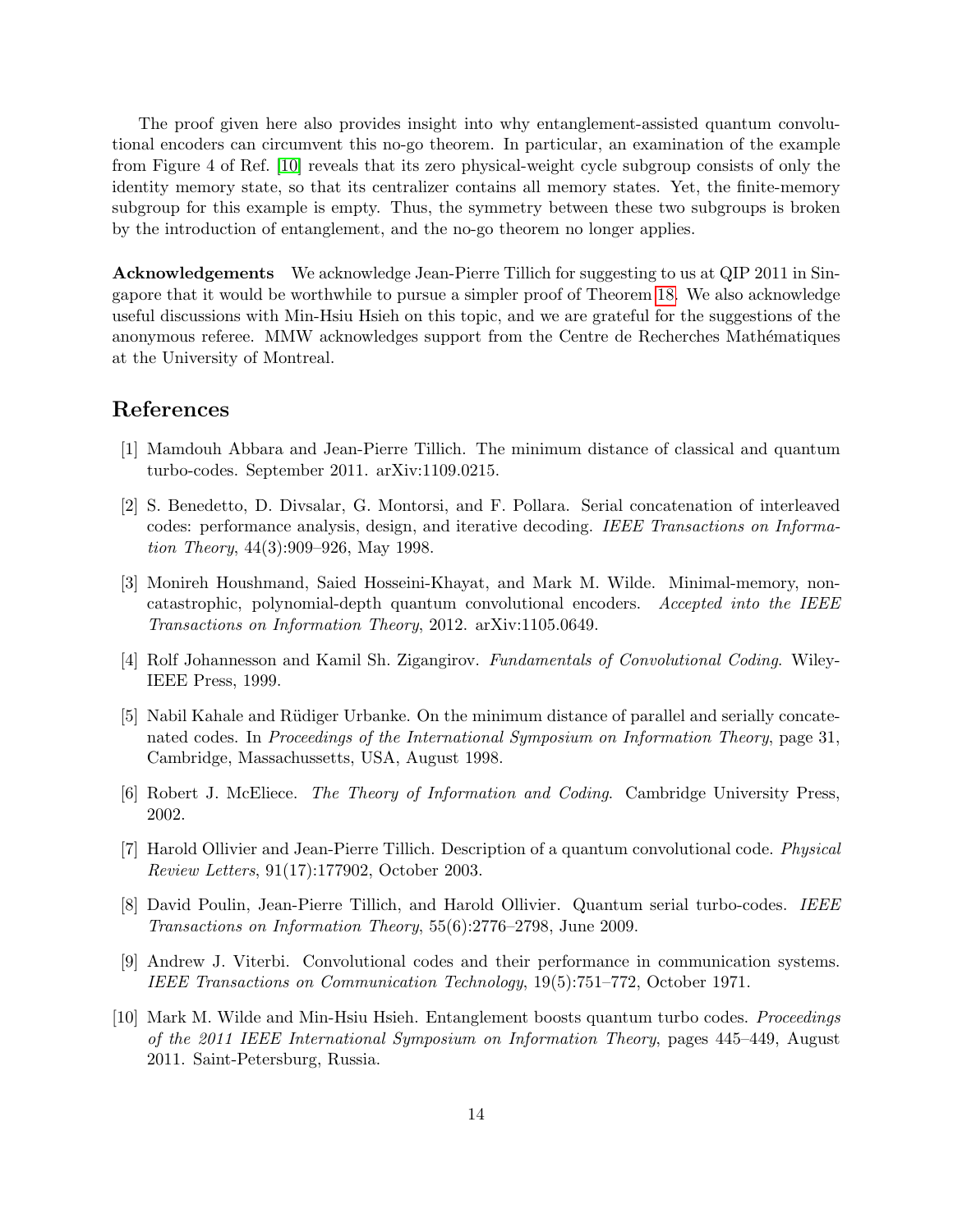The proof given here also provides insight into why entanglement-assisted quantum convolutional encoders can circumvent this no-go theorem. In particular, an examination of the example from Figure 4 of Ref. [10] reveals that its zero physical-weight cycle subgroup consists of only the identity memory state, so that its centralizer contains all memory states. Yet, the finite-memory subgroup for this example is empty. Thus, the symmetry between these two subgroups is broken by the introduction of entanglement, and the no-go theorem no longer applies.

**Acknowledgements** We acknowledge Jean-Pierre Tillich for suggesting to us at QIP 2011 in Singapore that it would be worthwhile to pursue a simpler proof of Theorem 18. We also acknowledge useful discussions with Min-Hsiu Hsieh on this topic, and we are grateful for the suggestions of the anonymous referee. MMW acknowledges support from the Centre de Recherches Mathématiques at the University of Montreal.

## References

[1] Mamdouh Abbara and Jean-Pierre Tillich. The minimum distance of classical and quantum turbo-codes. September 2011. arXiv:1109.0215.

[2] S. Benedetto, D. Divsalar, G. Montorsi, and F. Pollara. Serial concatenation of interleaved codes: performance analysis, design, and iterative decoding. *IEEE Transactions on Information Theory*, 44(3):909–926, May 1998.

[3] Monireh Houshmand, Saied Hosseini-Khayat, and Mark M. Wilde. Minimal-memory, non-catastrophic, polynomial-depth quantum convolutional encoders. *Accepted into the IEEE Transactions on Information Theory*, 2012. arXiv:1105.0649.

[4] Rolf Johannesson and Kamil Sh. Zigangirov. *Fundamentals of Convolutional Coding*. Wiley-IEEE Press, 1999.

[5] Nabil Kahale and Rüdiger Urbanke. On the minimum distance of parallel and serially concatenated codes. In *Proceedings of the International Symposium on Information Theory*, page 31, Cambridge, Massachussetts, USA, August 1998.

[6] Robert J. McEliece. *The Theory of Information and Coding*. Cambridge University Press, 2002.

[7] Harold Ollivier and Jean-Pierre Tillich. Description of a quantum convolutional code. *Physical Review Letters*, 91(17):177902, October 2003.

[8] David Poulin, Jean-Pierre Tillich, and Harold Ollivier. Quantum serial turbo-codes. *IEEE Transactions on Information Theory*, 55(6):2776–2798, June 2009.

[9] Andrew J. Viterbi. Convolutional codes and their performance in communication systems. *IEEE Transactions on Communication Technology*, 19(5):751–772, October 1971.

[10] Mark M. Wilde and Min-Hsiu Hsieh. Entanglement boosts quantum turbo codes. *Proceedings of the 2011 IEEE International Symposium on Information Theory*, pages 445–449, August 2011. Saint-Petersburg, Russia.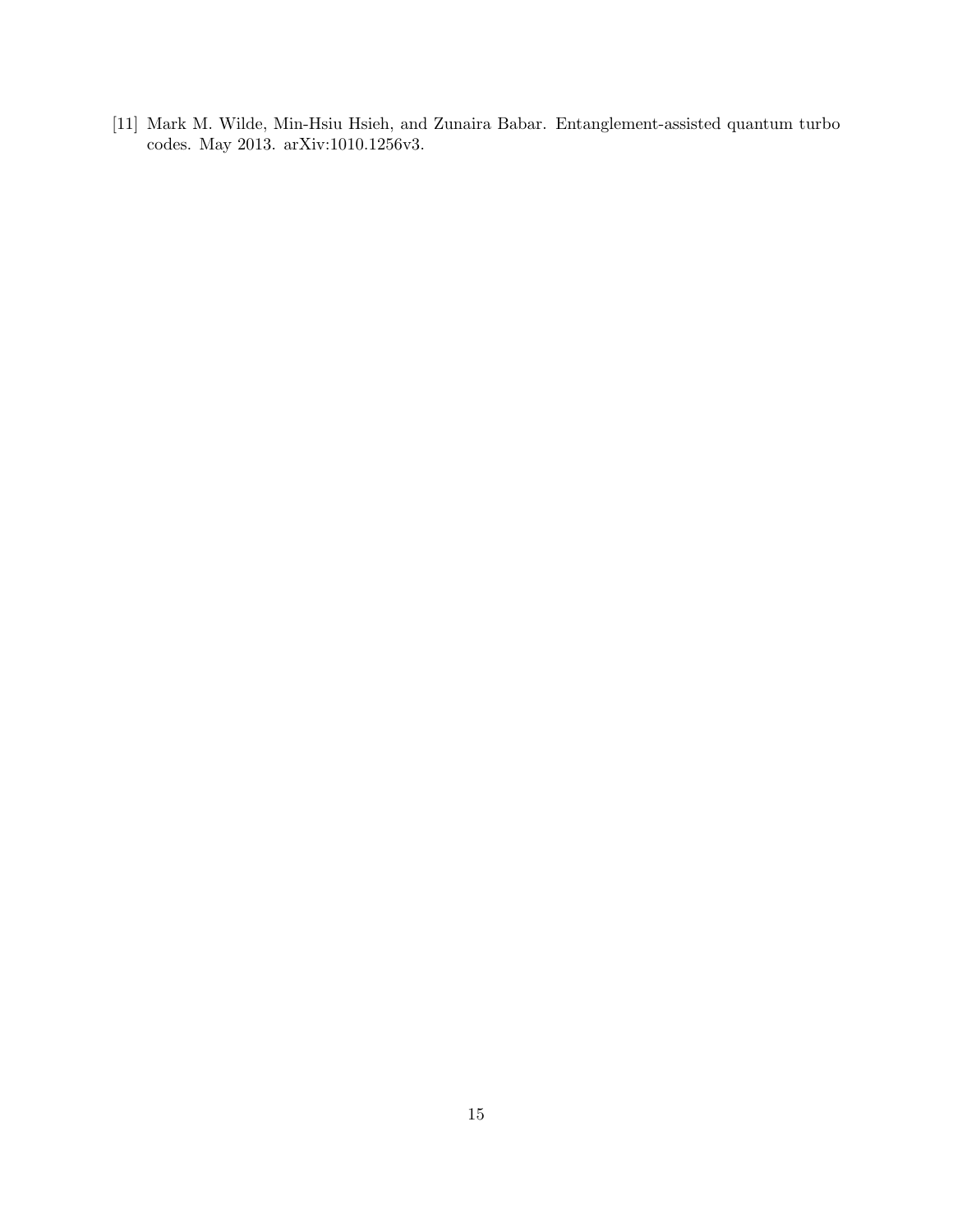[11] Mark M. Wilde, Min-Hsiu Hsieh, and Zunaira Babar. Entanglement-assisted quantum turbo codes. May 2013. arXiv:1010.1256v3.